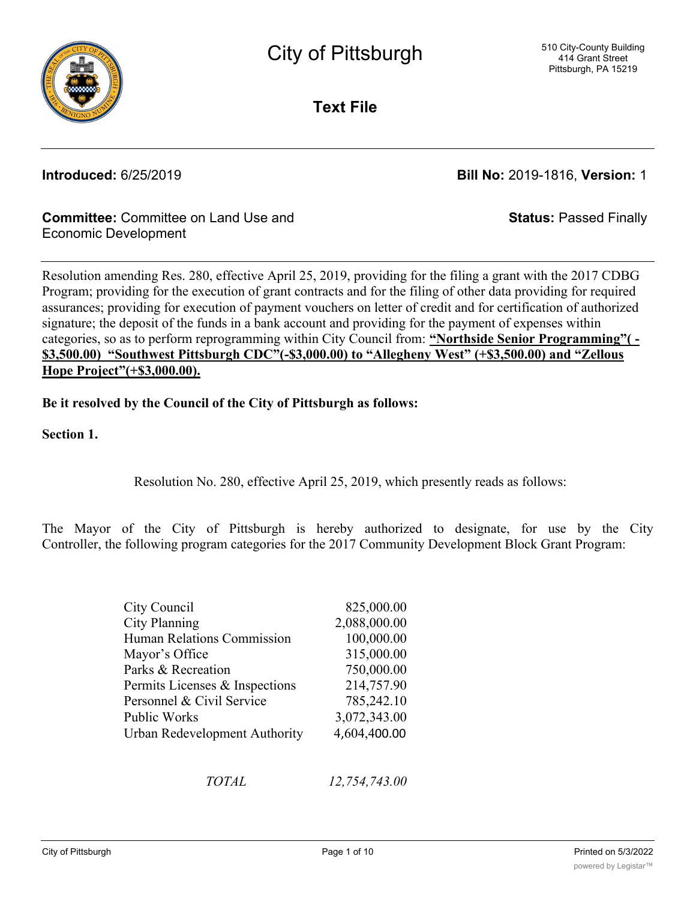# City of Pittsburgh

510 City-County Building
414 Grant Street
Pittsburgh, PA 15219

## Text File

**Introduced:** 6/25/2019

**Bill No:** 2019-1816, **Version:** 1

**Committee:** Committee on Land Use and Economic Development

**Status:** Passed Finally

Resolution amending Res. 280, effective April 25, 2019, providing for the filing a grant with the 2017 CDBG Program; providing for the execution of grant contracts and for the filing of other data providing for required assurances; providing for execution of payment vouchers on letter of credit and for certification of authorized signature; the deposit of the funds in a bank account and providing for the payment of expenses within categories, so as to perform reprogramming within City Council from: **"Northside Senior Programming"( -$3,500.00) "Southwest Pittsburgh CDC"(-$3,000.00) to "Allegheny West" (+$3,500.00) and "Zellous Hope Project"(+$3,000.00).**

**Be it resolved by the Council of the City of Pittsburgh as follows:**

**Section 1.**

Resolution No. 280, effective April 25, 2019, which presently reads as follows:

The Mayor of the City of Pittsburgh is hereby authorized to designate, for use by the City Controller, the following program categories for the 2017 Community Development Block Grant Program:

| | |
|---|---:|
| City Council | 825,000.00 |
| City Planning | 2,088,000.00 |
| Human Relations Commission | 100,000.00 |
| Mayor's Office | 315,000.00 |
| Parks & Recreation | 750,000.00 |
| Permits Licenses & Inspections | 214,757.90 |
| Personnel & Civil Service | 785,242.10 |
| Public Works | 3,072,343.00 |
| Urban Redevelopment Authority | 4,604,400.00 |
| *TOTAL* | *12,754,743.00* |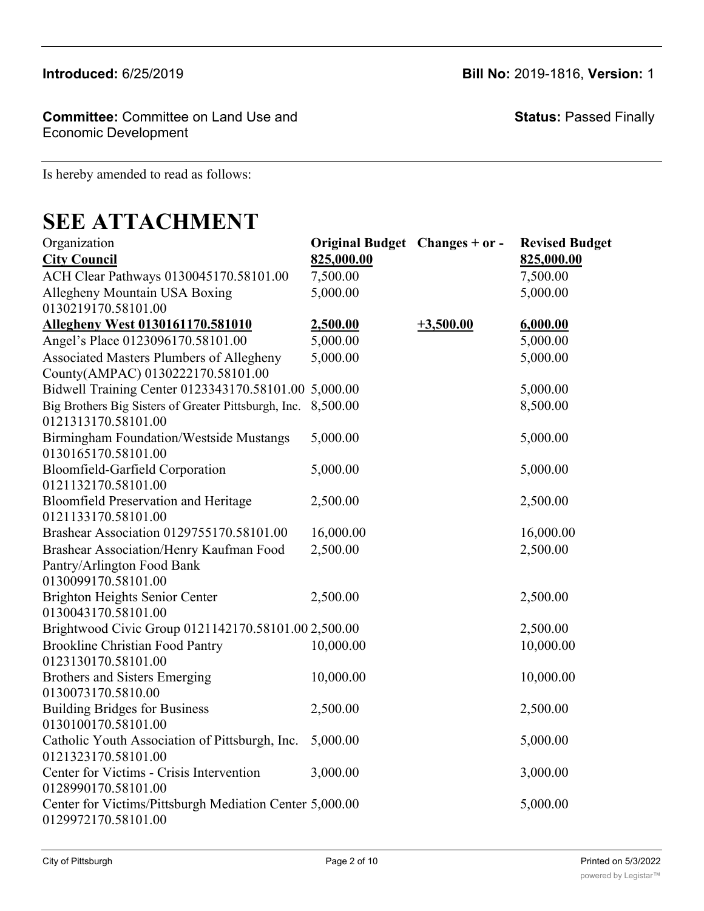**Introduced:** 6/25/2019

**Bill No:** 2019-1816, **Version:** 1

**Committee:** Committee on Land Use and Economic Development

**Status:** Passed Finally

Is hereby amended to read as follows:

# SEE ATTACHMENT

| Organization | Original Budget | Changes + or - | Revised Budget |
|---|---|---|---|
| **City Council** | **825,000.00** | | **825,000.00** |
| ACH Clear Pathways 0130045170.58101.00 | 7,500.00 | | 7,500.00 |
| Allegheny Mountain USA Boxing 0130219170.58101.00 | 5,000.00 | | 5,000.00 |
| **Allegheny West 0130161170.581010** | **2,500.00** | **+3,500.00** | **6,000.00** |
| Angel's Place 0123096170.58101.00 | 5,000.00 | | 5,000.00 |
| Associated Masters Plumbers of Allegheny County(AMPAC) 0130222170.58101.00 | 5,000.00 | | 5,000.00 |
| Bidwell Training Center 0123343170.58101.00 | 5,000.00 | | 5,000.00 |
| Big Brothers Big Sisters of Greater Pittsburgh, Inc. 0121313170.58101.00 | 8,500.00 | | 8,500.00 |
| Birmingham Foundation/Westside Mustangs 0130165170.58101.00 | 5,000.00 | | 5,000.00 |
| Bloomfield-Garfield Corporation 0121132170.58101.00 | 5,000.00 | | 5,000.00 |
| Bloomfield Preservation and Heritage 0121133170.58101.00 | 2,500.00 | | 2,500.00 |
| Brashear Association 0129755170.58101.00 | 16,000.00 | | 16,000.00 |
| Brashear Association/Henry Kaufman Food Pantry/Arlington Food Bank 0130099170.58101.00 | 2,500.00 | | 2,500.00 |
| Brighton Heights Senior Center 0130043170.58101.00 | 2,500.00 | | 2,500.00 |
| Brightwood Civic Group 0121142170.58101.00 | 2,500.00 | | 2,500.00 |
| Brookline Christian Food Pantry 0123130170.58101.00 | 10,000.00 | | 10,000.00 |
| Brothers and Sisters Emerging 0130073170.5810.00 | 10,000.00 | | 10,000.00 |
| Building Bridges for Business 0130100170.58101.00 | 2,500.00 | | 2,500.00 |
| Catholic Youth Association of Pittsburgh, Inc. 0121323170.58101.00 | 5,000.00 | | 5,000.00 |
| Center for Victims - Crisis Intervention 0128990170.58101.00 | 3,000.00 | | 3,000.00 |
| Center for Victims/Pittsburgh Mediation Center 0129972170.58101.00 | 5,000.00 | | 5,000.00 |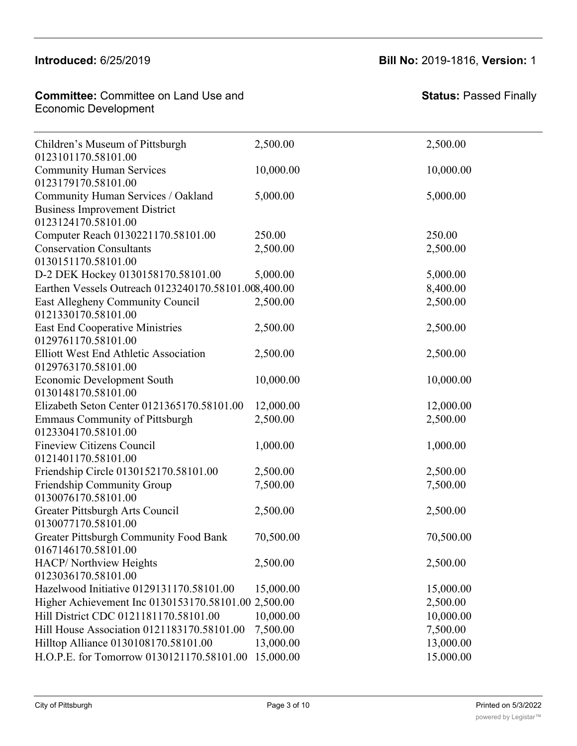**Introduced:** 6/25/2019

**Bill No:** 2019-1816, **Version:** 1

**Committee:** Committee on Land Use and Economic Development

**Status:** Passed Finally

| | | |
|---|---|---|
| Children's Museum of Pittsburgh 0123101170.58101.00 | 2,500.00 | 2,500.00 |
| Community Human Services 0123179170.58101.00 | 10,000.00 | 10,000.00 |
| Community Human Services / Oakland Business Improvement District 0123124170.58101.00 | 5,000.00 | 5,000.00 |
| Computer Reach 0130221170.58101.00 | 250.00 | 250.00 |
| Conservation Consultants 0130151170.58101.00 | 2,500.00 | 2,500.00 |
| D-2 DEK Hockey 0130158170.58101.00 | 5,000.00 | 5,000.00 |
| Earthen Vessels Outreach 0123240170.58101.00 | 8,400.00 | 8,400.00 |
| East Allegheny Community Council 0121330170.58101.00 | 2,500.00 | 2,500.00 |
| East End Cooperative Ministries 0129761170.58101.00 | 2,500.00 | 2,500.00 |
| Elliott West End Athletic Association 0129763170.58101.00 | 2,500.00 | 2,500.00 |
| Economic Development South 0130148170.58101.00 | 10,000.00 | 10,000.00 |
| Elizabeth Seton Center 0121365170.58101.00 | 12,000.00 | 12,000.00 |
| Emmaus Community of Pittsburgh 0123304170.58101.00 | 2,500.00 | 2,500.00 |
| Fineview Citizens Council 0121401170.58101.00 | 1,000.00 | 1,000.00 |
| Friendship Circle 0130152170.58101.00 | 2,500.00 | 2,500.00 |
| Friendship Community Group 0130076170.58101.00 | 7,500.00 | 7,500.00 |
| Greater Pittsburgh Arts Council 0130077170.58101.00 | 2,500.00 | 2,500.00 |
| Greater Pittsburgh Community Food Bank 0167146170.58101.00 | 70,500.00 | 70,500.00 |
| HACP/ Northview Heights 0123036170.58101.00 | 2,500.00 | 2,500.00 |
| Hazelwood Initiative 0129131170.58101.00 | 15,000.00 | 15,000.00 |
| Higher Achievement Inc 0130153170.58101.00 | 2,500.00 | 2,500.00 |
| Hill District CDC 0121181170.58101.00 | 10,000.00 | 10,000.00 |
| Hill House Association 0121183170.58101.00 | 7,500.00 | 7,500.00 |
| Hilltop Alliance 0130108170.58101.00 | 13,000.00 | 13,000.00 |
| H.O.P.E. for Tomorrow 0130121170.58101.00 | 15,000.00 | 15,000.00 |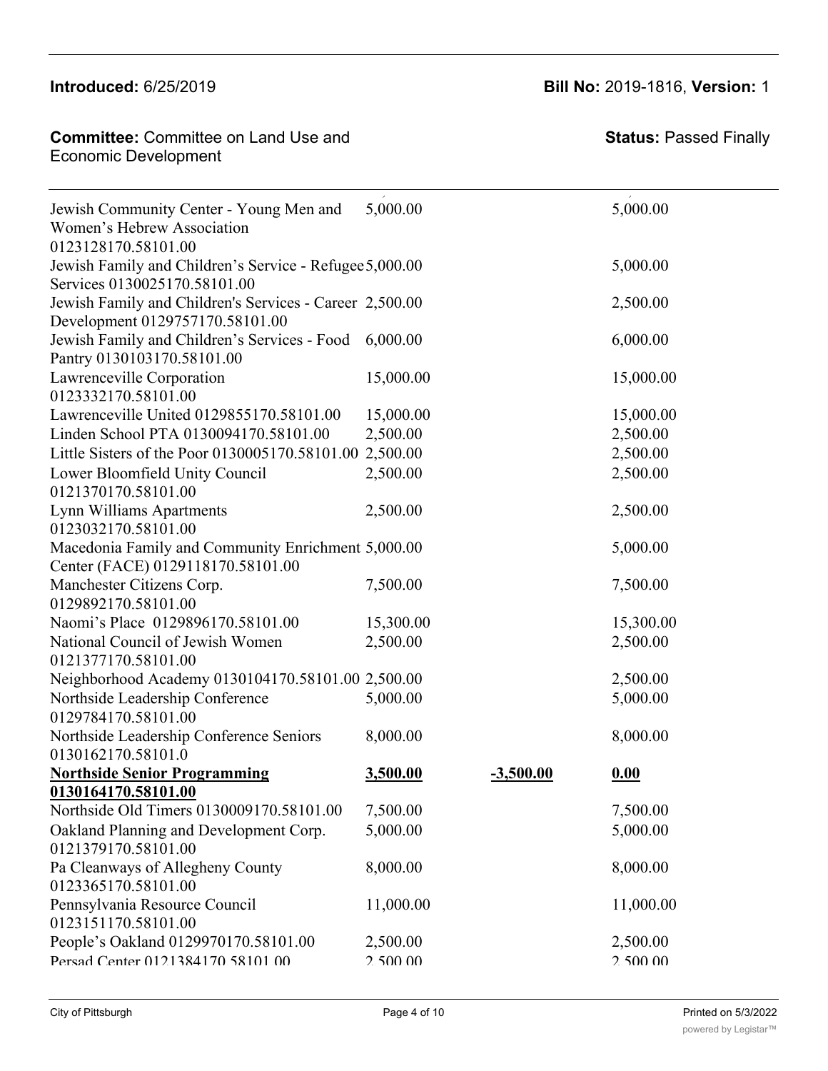**Introduced:** 6/25/2019

**Bill No:** 2019-1816, **Version:** 1

**Committee:** Committee on Land Use and Economic Development

**Status:** Passed Finally

| | | | |
|---|---|---|---|
| Jewish Community Center - Young Men and Women's Hebrew Association 0123128170.58101.00 | 5,000.00 | | 5,000.00 |
| Jewish Family and Children's Service - Refugee Services 0130025170.58101.00 | 5,000.00 | | 5,000.00 |
| Jewish Family and Children's Services - Career Development 0129757170.58101.00 | 2,500.00 | | 2,500.00 |
| Jewish Family and Children's Services - Food Pantry 0130103170.58101.00 | 6,000.00 | | 6,000.00 |
| Lawrenceville Corporation 0123332170.58101.00 | 15,000.00 | | 15,000.00 |
| Lawrenceville United 0129855170.58101.00 | 15,000.00 | | 15,000.00 |
| Linden School PTA 0130094170.58101.00 | 2,500.00 | | 2,500.00 |
| Little Sisters of the Poor 0130005170.58101.00 | 2,500.00 | | 2,500.00 |
| Lower Bloomfield Unity Council 0121370170.58101.00 | 2,500.00 | | 2,500.00 |
| Lynn Williams Apartments 0123032170.58101.00 | 2,500.00 | | 2,500.00 |
| Macedonia Family and Community Enrichment Center (FACE) 0129118170.58101.00 | 5,000.00 | | 5,000.00 |
| Manchester Citizens Corp. 0129892170.58101.00 | 7,500.00 | | 7,500.00 |
| Naomi's Place 0129896170.58101.00 | 15,300.00 | | 15,300.00 |
| National Council of Jewish Women 0121377170.58101.00 | 2,500.00 | | 2,500.00 |
| Neighborhood Academy 0130104170.58101.00 | 2,500.00 | | 2,500.00 |
| Northside Leadership Conference 0129784170.58101.00 | 5,000.00 | | 5,000.00 |
| Northside Leadership Conference Seniors 0130162170.58101.0 | 8,000.00 | | 8,000.00 |
| **Northside Senior Programming 0130164170.58101.00** | **3,500.00** | **-3,500.00** | **0.00** |
| Northside Old Timers 0130009170.58101.00 | 7,500.00 | | 7,500.00 |
| Oakland Planning and Development Corp. 0121379170.58101.00 | 5,000.00 | | 5,000.00 |
| Pa Cleanways of Allegheny County 0123365170.58101.00 | 8,000.00 | | 8,000.00 |
| Pennsylvania Resource Council 0123151170.58101.00 | 11,000.00 | | 11,000.00 |
| People's Oakland 0129970170.58101.00 | 2,500.00 | | 2,500.00 |
| Persad Center 0121384170.58101.00 | 2,500.00 | | 2,500.00 |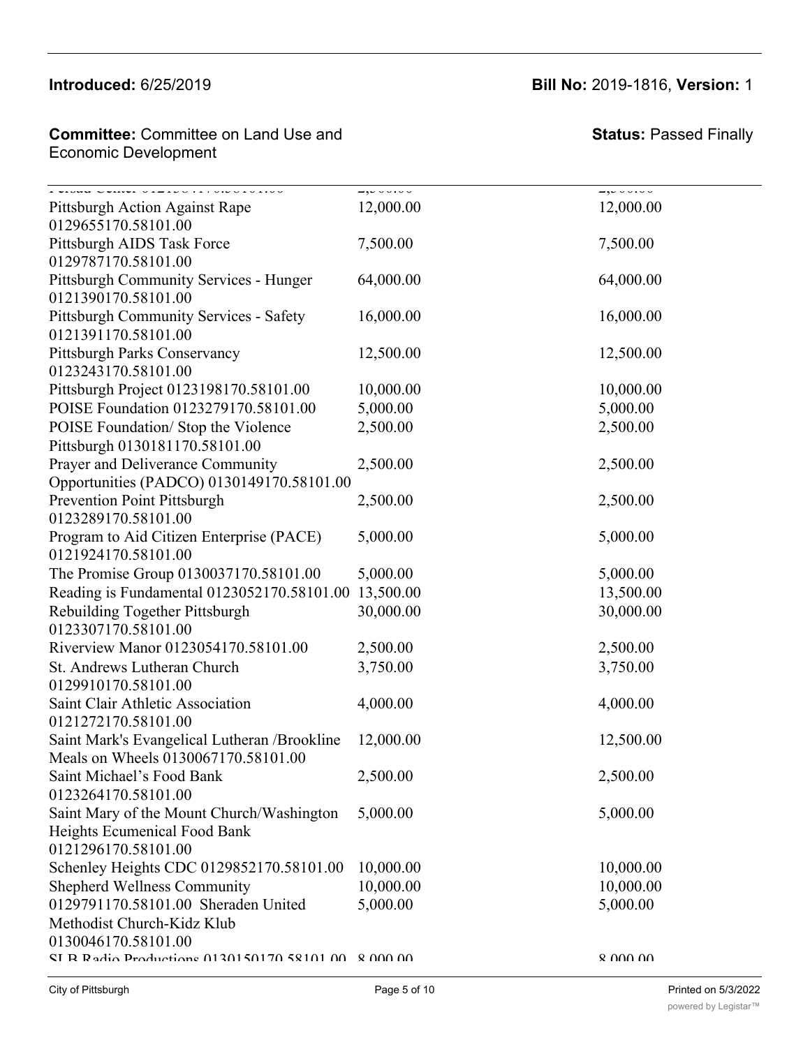| | | |
|---|---|---|
| Pittsburgh Action Against Rape 0129655170.58101.00 | 12,000.00 | 12,000.00 |
| Pittsburgh AIDS Task Force 0129787170.58101.00 | 7,500.00 | 7,500.00 |
| Pittsburgh Community Services - Hunger 0121390170.58101.00 | 64,000.00 | 64,000.00 |
| Pittsburgh Community Services - Safety 0121391170.58101.00 | 16,000.00 | 16,000.00 |
| Pittsburgh Parks Conservancy 0123243170.58101.00 | 12,500.00 | 12,500.00 |
| Pittsburgh Project 0123198170.58101.00 | 10,000.00 | 10,000.00 |
| POISE Foundation 0123279170.58101.00 | 5,000.00 | 5,000.00 |
| POISE Foundation/ Stop the Violence Pittsburgh 0130181170.58101.00 | 2,500.00 | 2,500.00 |
| Prayer and Deliverance Community Opportunities (PADCO) 0130149170.58101.00 | 2,500.00 | 2,500.00 |
| Prevention Point Pittsburgh 0123289170.58101.00 | 2,500.00 | 2,500.00 |
| Program to Aid Citizen Enterprise (PACE) 0121924170.58101.00 | 5,000.00 | 5,000.00 |
| The Promise Group 0130037170.58101.00 | 5,000.00 | 5,000.00 |
| Reading is Fundamental 0123052170.58101.00 | 13,500.00 | 13,500.00 |
| Rebuilding Together Pittsburgh 0123307170.58101.00 | 30,000.00 | 30,000.00 |
| Riverview Manor 0123054170.58101.00 | 2,500.00 | 2,500.00 |
| St. Andrews Lutheran Church 0129910170.58101.00 | 3,750.00 | 3,750.00 |
| Saint Clair Athletic Association 0121272170.58101.00 | 4,000.00 | 4,000.00 |
| Saint Mark's Evangelical Lutheran /Brookline Meals on Wheels 0130067170.58101.00 | 12,000.00 | 12,500.00 |
| Saint Michael's Food Bank 0123264170.58101.00 | 2,500.00 | 2,500.00 |
| Saint Mary of the Mount Church/Washington Heights Ecumenical Food Bank 0121296170.58101.00 | 5,000.00 | 5,000.00 |
| Schenley Heights CDC 0129852170.58101.00 | 10,000.00 | 10,000.00 |
| Shepherd Wellness Community 0129791170.58101.00 | 10,000.00 | 10,000.00 |
| Sheraden United Methodist Church-Kidz Klub 0130046170.58101.00 | 5,000.00 | 5,000.00 |
| SLB Radio Productions 0130150170.58101.00 | 8,000.00 | 8,000.00 |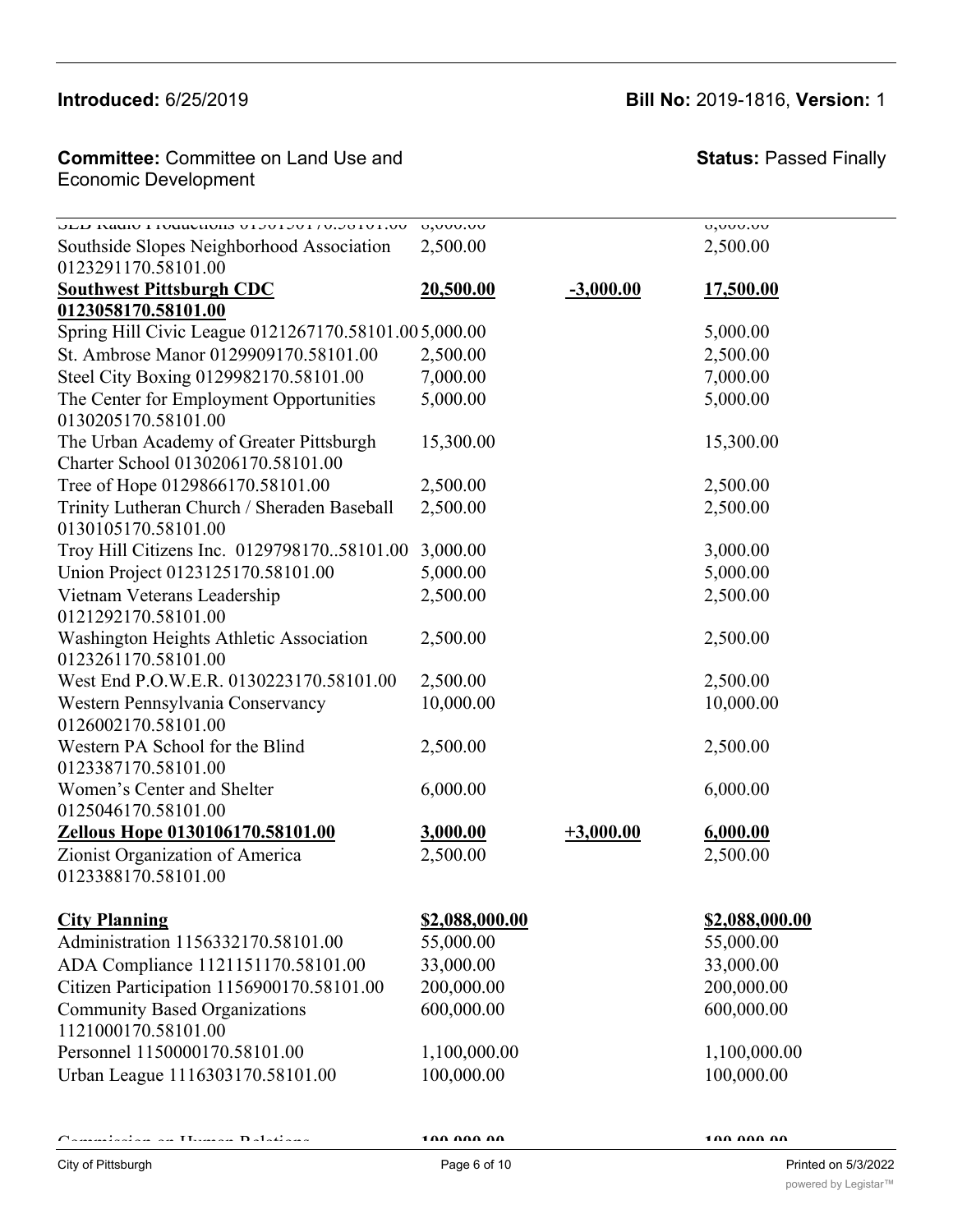**Introduced:** 6/25/2019 **Bill No:** 2019-1816, **Version:** 1

**Committee:** Committee on Land Use and Economic Development **Status:** Passed Finally

| | | | |
|---|---|---|---|
| SLB Radio Productions 0130150170.58101.00 | 6,000.00 | | 6,000.00 |
| Southside Slopes Neighborhood Association 0123291170.58101.00 | 2,500.00 | | 2,500.00 |
| **Southwest Pittsburgh CDC 0123058170.58101.00** | **20,500.00** | **-3,000.00** | **17,500.00** |
| Spring Hill Civic League 0121267170.58101.00 | 5,000.00 | | 5,000.00 |
| St. Ambrose Manor 0129909170.58101.00 | 2,500.00 | | 2,500.00 |
| Steel City Boxing 0129982170.58101.00 | 7,000.00 | | 7,000.00 |
| The Center for Employment Opportunities 0130205170.58101.00 | 5,000.00 | | 5,000.00 |
| The Urban Academy of Greater Pittsburgh Charter School 0130206170.58101.00 | 15,300.00 | | 15,300.00 |
| Tree of Hope 0129866170.58101.00 | 2,500.00 | | 2,500.00 |
| Trinity Lutheran Church / Sheraden Baseball 0130105170.58101.00 | 2,500.00 | | 2,500.00 |
| Troy Hill Citizens Inc. 0129798170..58101.00 | 3,000.00 | | 3,000.00 |
| Union Project 0123125170.58101.00 | 5,000.00 | | 5,000.00 |
| Vietnam Veterans Leadership 0121292170.58101.00 | 2,500.00 | | 2,500.00 |
| Washington Heights Athletic Association 0123261170.58101.00 | 2,500.00 | | 2,500.00 |
| West End P.O.W.E.R. 0130223170.58101.00 | 2,500.00 | | 2,500.00 |
| Western Pennsylvania Conservancy 0126002170.58101.00 | 10,000.00 | | 10,000.00 |
| Western PA School for the Blind 0123387170.58101.00 | 2,500.00 | | 2,500.00 |
| Women's Center and Shelter 0125046170.58101.00 | 6,000.00 | | 6,000.00 |
| **Zellous Hope 0130106170.58101.00** | **3,000.00** | **+3,000.00** | **6,000.00** |
| Zionist Organization of America 0123388170.58101.00 | 2,500.00 | | 2,500.00 |
| | | | |
| **City Planning** | **$2,088,000.00** | | **$2,088,000.00** |
| Administration 1156332170.58101.00 | 55,000.00 | | 55,000.00 |
| ADA Compliance 1121151170.58101.00 | 33,000.00 | | 33,000.00 |
| Citizen Participation 1156900170.58101.00 | 200,000.00 | | 200,000.00 |
| Community Based Organizations 1121000170.58101.00 | 600,000.00 | | 600,000.00 |
| Personnel 1150000170.58101.00 | 1,100,000.00 | | 1,100,000.00 |
| Urban League 1116303170.58101.00 | 100,000.00 | | 100,000.00 |
| | | | |
| Commission on Human Relations | 100,000.00 | | 100,000.00 |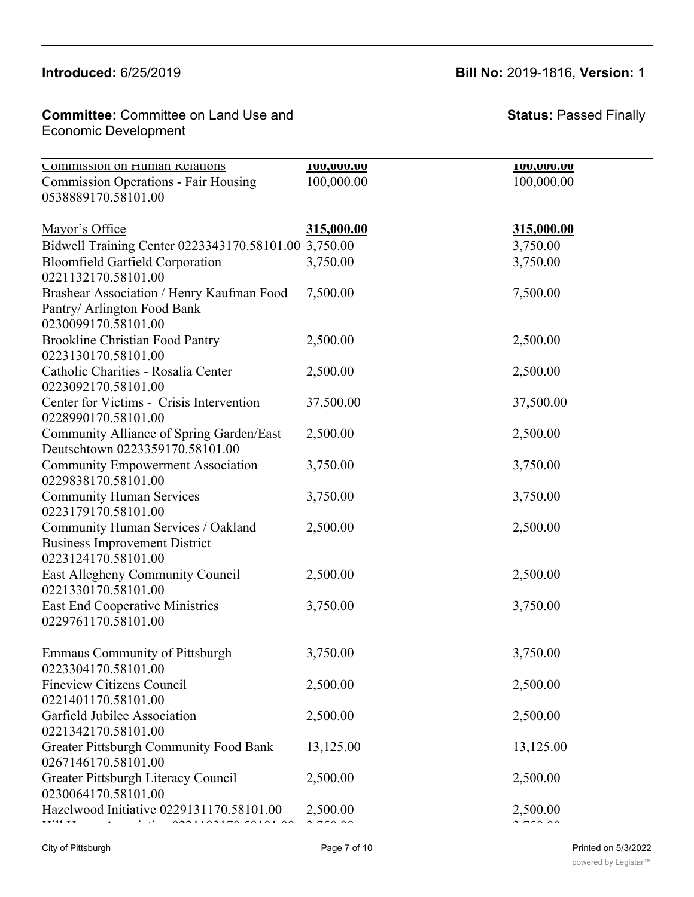**Introduced:** 6/25/2019

**Bill No:** 2019-1816, **Version:** 1

**Committee:** Committee on Land Use and Economic Development

**Status:** Passed Finally

| | | |
|---|---|---|
| Commission on Human Relations | **100,000.00** | **100,000.00** |
| Commission Operations - Fair Housing 0538889170.58101.00 | 100,000.00 | 100,000.00 |
| Mayor's Office | **315,000.00** | **315,000.00** |
| Bidwell Training Center 0223343170.58101.00 | 3,750.00 | 3,750.00 |
| Bloomfield Garfield Corporation 0221132170.58101.00 | 3,750.00 | 3,750.00 |
| Brashear Association / Henry Kaufman Food Pantry/ Arlington Food Bank 0230099170.58101.00 | 7,500.00 | 7,500.00 |
| Brookline Christian Food Pantry 0223130170.58101.00 | 2,500.00 | 2,500.00 |
| Catholic Charities - Rosalia Center 0223092170.58101.00 | 2,500.00 | 2,500.00 |
| Center for Victims - Crisis Intervention 0228990170.58101.00 | 37,500.00 | 37,500.00 |
| Community Alliance of Spring Garden/East Deutschtown 0223359170.58101.00 | 2,500.00 | 2,500.00 |
| Community Empowerment Association 0229838170.58101.00 | 3,750.00 | 3,750.00 |
| Community Human Services 0223179170.58101.00 | 3,750.00 | 3,750.00 |
| Community Human Services / Oakland Business Improvement District 0223124170.58101.00 | 2,500.00 | 2,500.00 |
| East Allegheny Community Council 0221330170.58101.00 | 2,500.00 | 2,500.00 |
| East End Cooperative Ministries 0229761170.58101.00 | 3,750.00 | 3,750.00 |
| Emmaus Community of Pittsburgh 0223304170.58101.00 | 3,750.00 | 3,750.00 |
| Fineview Citizens Council 0221401170.58101.00 | 2,500.00 | 2,500.00 |
| Garfield Jubilee Association 0221342170.58101.00 | 2,500.00 | 2,500.00 |
| Greater Pittsburgh Community Food Bank 0267146170.58101.00 | 13,125.00 | 13,125.00 |
| Greater Pittsburgh Literacy Council 0230064170.58101.00 | 2,500.00 | 2,500.00 |
| Hazelwood Initiative 0229131170.58101.00 | 2,500.00 | 2,500.00 |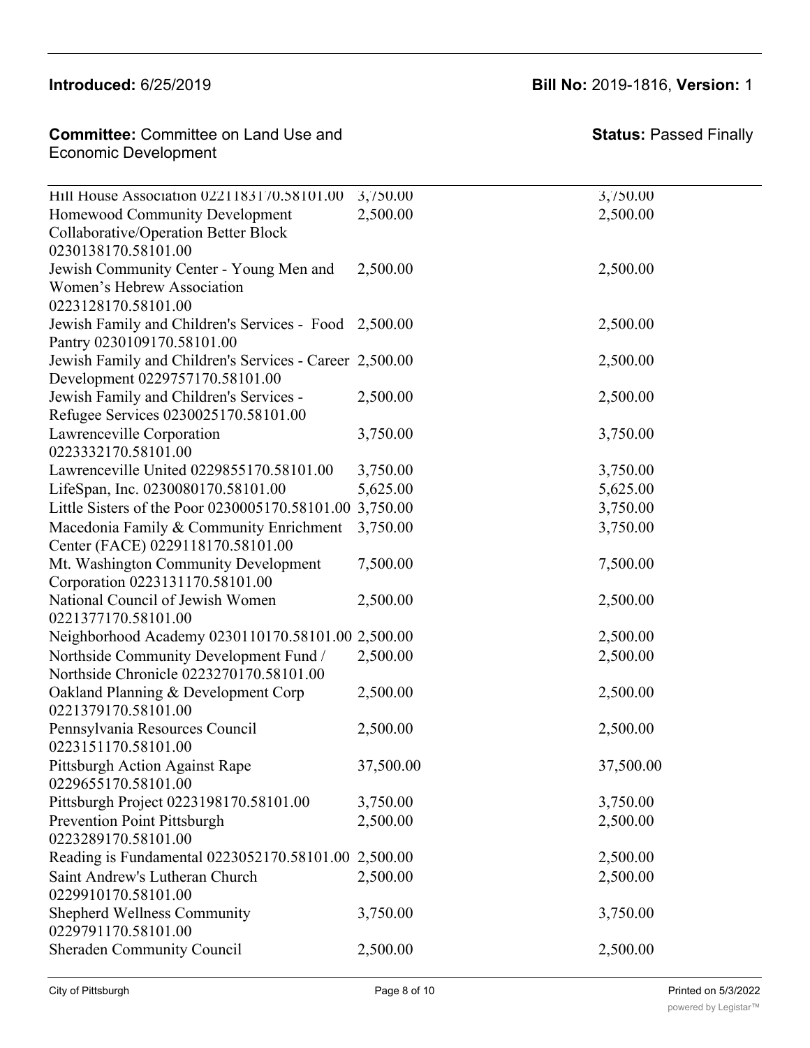| | | |
|---|---|---|
| Hill House Association 0221183170.58101.00 | 3,750.00 | 3,750.00 |
| Homewood Community Development Collaborative/Operation Better Block 0230138170.58101.00 | 2,500.00 | 2,500.00 |
| Jewish Community Center - Young Men and Women's Hebrew Association 0223128170.58101.00 | 2,500.00 | 2,500.00 |
| Jewish Family and Children's Services - Food Pantry 0230109170.58101.00 | 2,500.00 | 2,500.00 |
| Jewish Family and Children's Services - Career Development 0229757170.58101.00 | 2,500.00 | 2,500.00 |
| Jewish Family and Children's Services - Refugee Services 0230025170.58101.00 | 2,500.00 | 2,500.00 |
| Lawrenceville Corporation 0223332170.58101.00 | 3,750.00 | 3,750.00 |
| Lawrenceville United 0229855170.58101.00 | 3,750.00 | 3,750.00 |
| LifeSpan, Inc. 0230080170.58101.00 | 5,625.00 | 5,625.00 |
| Little Sisters of the Poor 0230005170.58101.00 | 3,750.00 | 3,750.00 |
| Macedonia Family & Community Enrichment Center (FACE) 0229118170.58101.00 | 3,750.00 | 3,750.00 |
| Mt. Washington Community Development Corporation 0223131170.58101.00 | 7,500.00 | 7,500.00 |
| National Council of Jewish Women 0221377170.58101.00 | 2,500.00 | 2,500.00 |
| Neighborhood Academy 0230110170.58101.00 | 2,500.00 | 2,500.00 |
| Northside Community Development Fund / Northside Chronicle 0223270170.58101.00 | 2,500.00 | 2,500.00 |
| Oakland Planning & Development Corp 0221379170.58101.00 | 2,500.00 | 2,500.00 |
| Pennsylvania Resources Council 0223151170.58101.00 | 2,500.00 | 2,500.00 |
| Pittsburgh Action Against Rape 0229655170.58101.00 | 37,500.00 | 37,500.00 |
| Pittsburgh Project 0223198170.58101.00 | 3,750.00 | 3,750.00 |
| Prevention Point Pittsburgh 0223289170.58101.00 | 2,500.00 | 2,500.00 |
| Reading is Fundamental 0223052170.58101.00 | 2,500.00 | 2,500.00 |
| Saint Andrew's Lutheran Church 0229910170.58101.00 | 2,500.00 | 2,500.00 |
| Shepherd Wellness Community 0229791170.58101.00 | 3,750.00 | 3,750.00 |
| Sheraden Community Council | 2,500.00 | 2,500.00 |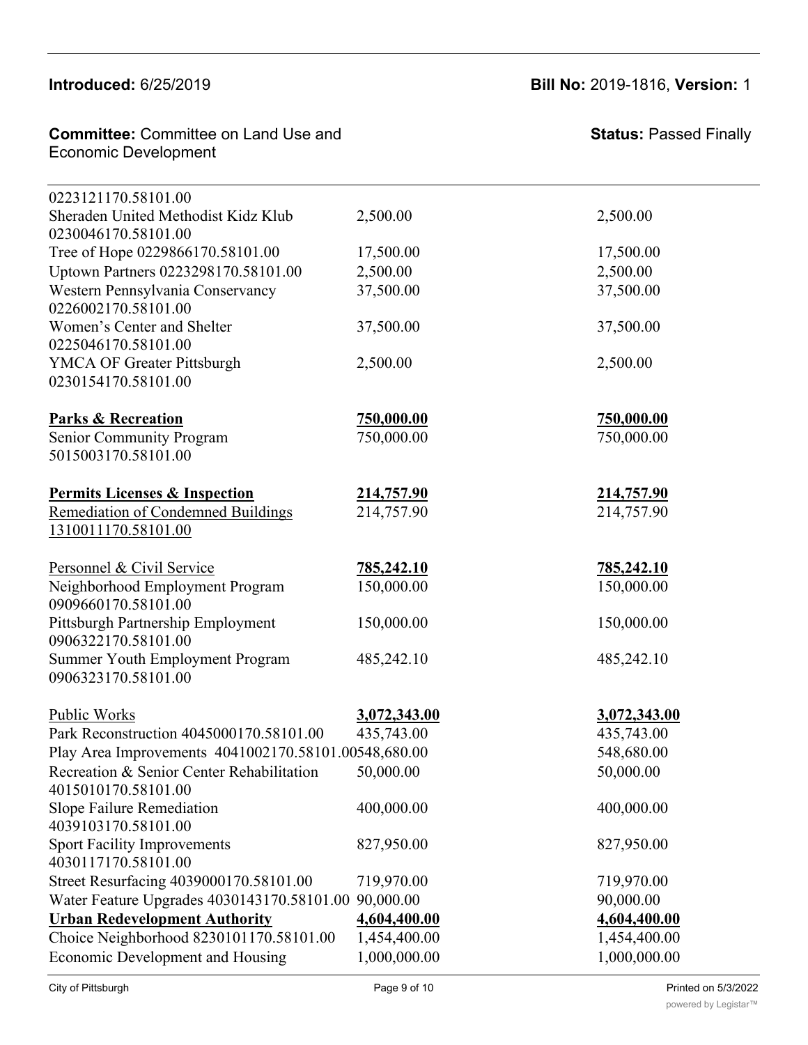| | | |
|---|---|---|
| 0223121170.58101.00 | | |
| Sheraden United Methodist Kidz Klub 0230046170.58101.00 | 2,500.00 | 2,500.00 |
| Tree of Hope 0229866170.58101.00 | 17,500.00 | 17,500.00 |
| Uptown Partners 0223298170.58101.00 | 2,500.00 | 2,500.00 |
| Western Pennsylvania Conservancy 0226002170.58101.00 | 37,500.00 | 37,500.00 |
| Women's Center and Shelter 0225046170.58101.00 | 37,500.00 | 37,500.00 |
| YMCA OF Greater Pittsburgh 0230154170.58101.00 | 2,500.00 | 2,500.00 |
| **Parks & Recreation** | **750,000.00** | **750,000.00** |
| Senior Community Program 5015003170.58101.00 | 750,000.00 | 750,000.00 |
| **Permits Licenses & Inspection** | **214,757.90** | **214,757.90** |
| Remediation of Condemned Buildings 1310011170.58101.00 | 214,757.90 | 214,757.90 |
| Personnel & Civil Service | **785,242.10** | **785,242.10** |
| Neighborhood Employment Program 0909660170.58101.00 | 150,000.00 | 150,000.00 |
| Pittsburgh Partnership Employment 0906322170.58101.00 | 150,000.00 | 150,000.00 |
| Summer Youth Employment Program 0906323170.58101.00 | 485,242.10 | 485,242.10 |
| Public Works | **3,072,343.00** | **3,072,343.00** |
| Park Reconstruction 4045000170.58101.00 | 435,743.00 | 435,743.00 |
| Play Area Improvements 4041002170.58101.00 | 548,680.00 | 548,680.00 |
| Recreation & Senior Center Rehabilitation 4015010170.58101.00 | 50,000.00 | 50,000.00 |
| Slope Failure Remediation 4039103170.58101.00 | 400,000.00 | 400,000.00 |
| Sport Facility Improvements 4030117170.58101.00 | 827,950.00 | 827,950.00 |
| Street Resurfacing 4039000170.58101.00 | 719,970.00 | 719,970.00 |
| Water Feature Upgrades 4030143170.58101.00 | 90,000.00 | 90,000.00 |
| **Urban Redevelopment Authority** | **4,604,400.00** | **4,604,400.00** |
| Choice Neighborhood 8230101170.58101.00 | 1,454,400.00 | 1,454,400.00 |
| Economic Development and Housing | 1,000,000.00 | 1,000,000.00 |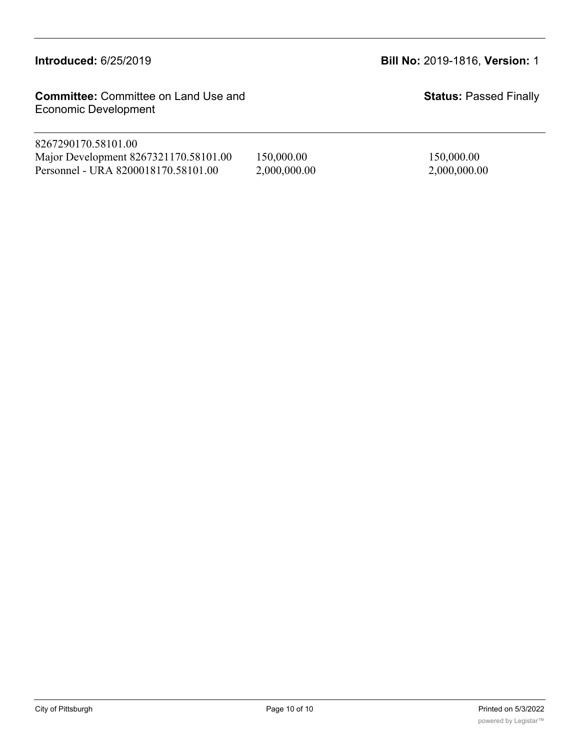| | | |
|---|---|---|
| 8267290170.58101.00 | | |
| Major Development 8267321170.58101.00 | 150,000.00 | 150,000.00 |
| Personnel - URA 8200018170.58101.00 | 2,000,000.00 | 2,000,000.00 |